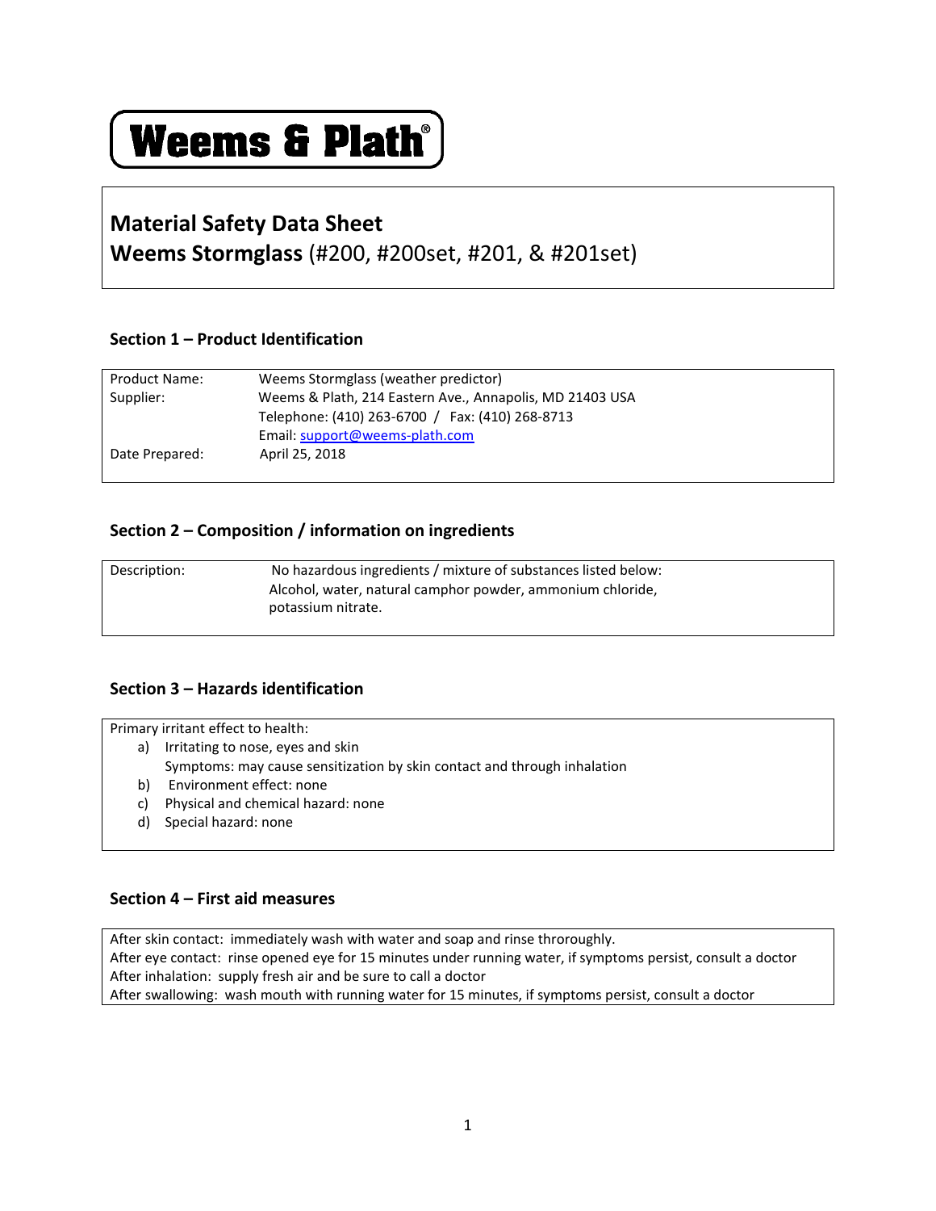**Weems & Plath®**

# Material Safety Data Sheet

**Weems Stormglass** (#200, #200set, #201, & #201set)

## Section 1 – Product Identification

| | |
|---|---|
| Product Name: | Weems Stormglass (weather predictor) |
| Supplier: | Weems & Plath, 214 Eastern Ave., Annapolis, MD 21403 USA<br>Telephone: (410) 263-6700 / Fax: (410) 268-8713<br>Email: support@weems-plath.com |
| Date Prepared: | April 25, 2018 |

## Section 2 – Composition / information on ingredients

| | |
|---|---|
| Description: | No hazardous ingredients / mixture of substances listed below:<br>Alcohol, water, natural camphor powder, ammonium chloride, potassium nitrate. |

## Section 3 – Hazards identification

Primary irritant effect to health:

a) Irritating to nose, eyes and skin
   Symptoms: may cause sensitization by skin contact and through inhalation
b) Environment effect: none
c) Physical and chemical hazard: none
d) Special hazard: none

## Section 4 – First aid measures

After skin contact: immediately wash with water and soap and rinse throroughly.
After eye contact: rinse opened eye for 15 minutes under running water, if symptoms persist, consult a doctor
After inhalation: supply fresh air and be sure to call a doctor
After swallowing: wash mouth with running water for 15 minutes, if symptoms persist, consult a doctor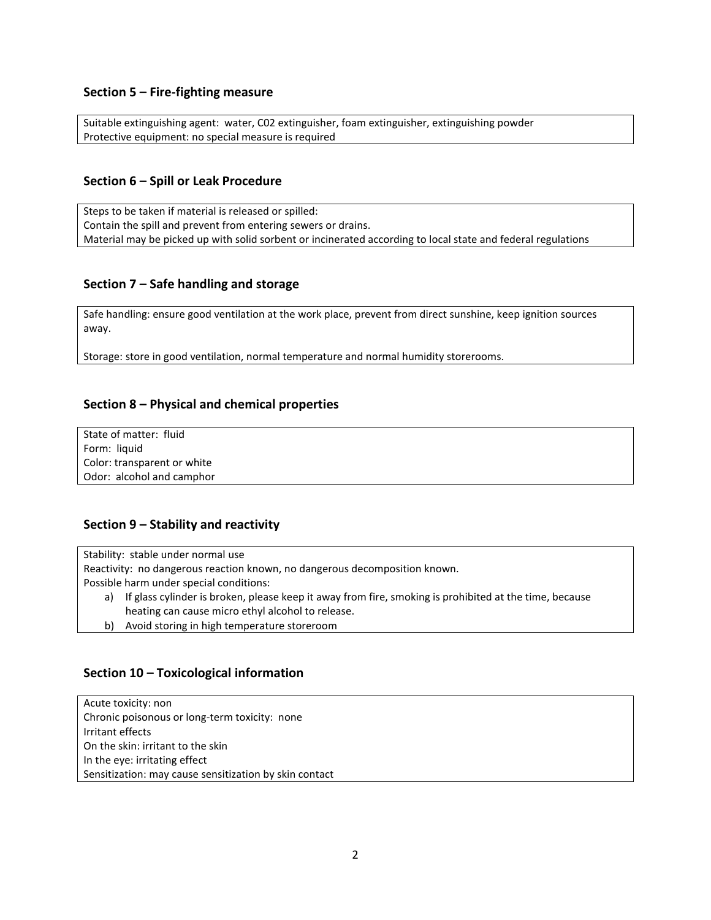## Section 5 – Fire-fighting measure

Suitable extinguishing agent: water, C02 extinguisher, foam extinguisher, extinguishing powder
Protective equipment: no special measure is required

## Section 6 – Spill or Leak Procedure

Steps to be taken if material is released or spilled:
Contain the spill and prevent from entering sewers or drains.
Material may be picked up with solid sorbent or incinerated according to local state and federal regulations

## Section 7 – Safe handling and storage

Safe handling: ensure good ventilation at the work place, prevent from direct sunshine, keep ignition sources away.

Storage: store in good ventilation, normal temperature and normal humidity storerooms.

## Section 8 – Physical and chemical properties

State of matter: fluid
Form: liquid
Color: transparent or white
Odor: alcohol and camphor

## Section 9 – Stability and reactivity

Stability: stable under normal use
Reactivity: no dangerous reaction known, no dangerous decomposition known.
Possible harm under special conditions:

a) If glass cylinder is broken, please keep it away from fire, smoking is prohibited at the time, because heating can cause micro ethyl alcohol to release.
b) Avoid storing in high temperature storeroom

## Section 10 – Toxicological information

Acute toxicity: non
Chronic poisonous or long-term toxicity: none
Irritant effects
On the skin: irritant to the skin
In the eye: irritating effect
Sensitization: may cause sensitization by skin contact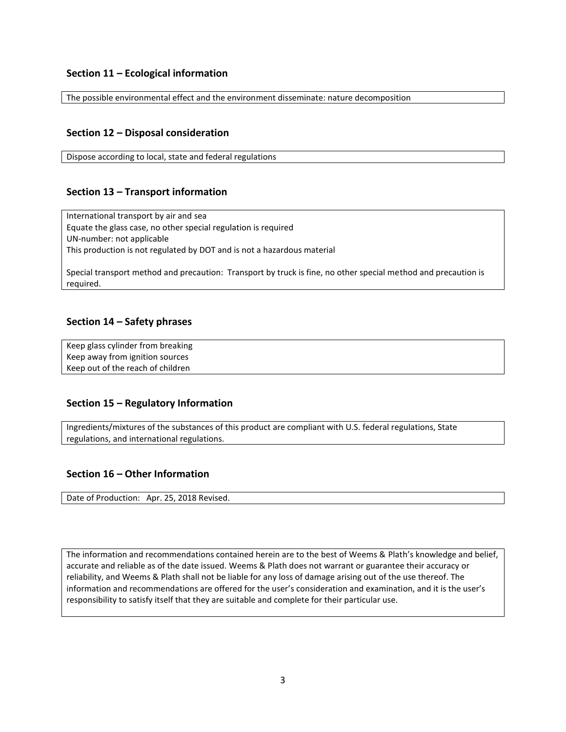## Section 11 – Ecological information

The possible environmental effect and the environment disseminate: nature decomposition

## Section 12 – Disposal consideration

Dispose according to local, state and federal regulations

## Section 13 – Transport information

International transport by air and sea
Equate the glass case, no other special regulation is required
UN-number: not applicable
This production is not regulated by DOT and is not a hazardous material

Special transport method and precaution: Transport by truck is fine, no other special method and precaution is required.

## Section 14 – Safety phrases

Keep glass cylinder from breaking
Keep away from ignition sources
Keep out of the reach of children

## Section 15 – Regulatory Information

Ingredients/mixtures of the substances of this product are compliant with U.S. federal regulations, State regulations, and international regulations.

## Section 16 – Other Information

Date of Production: Apr. 25, 2018 Revised.

The information and recommendations contained herein are to the best of Weems & Plath's knowledge and belief, accurate and reliable as of the date issued. Weems & Plath does not warrant or guarantee their accuracy or reliability, and Weems & Plath shall not be liable for any loss of damage arising out of the use thereof. The information and recommendations are offered for the user's consideration and examination, and it is the user's responsibility to satisfy itself that they are suitable and complete for their particular use.